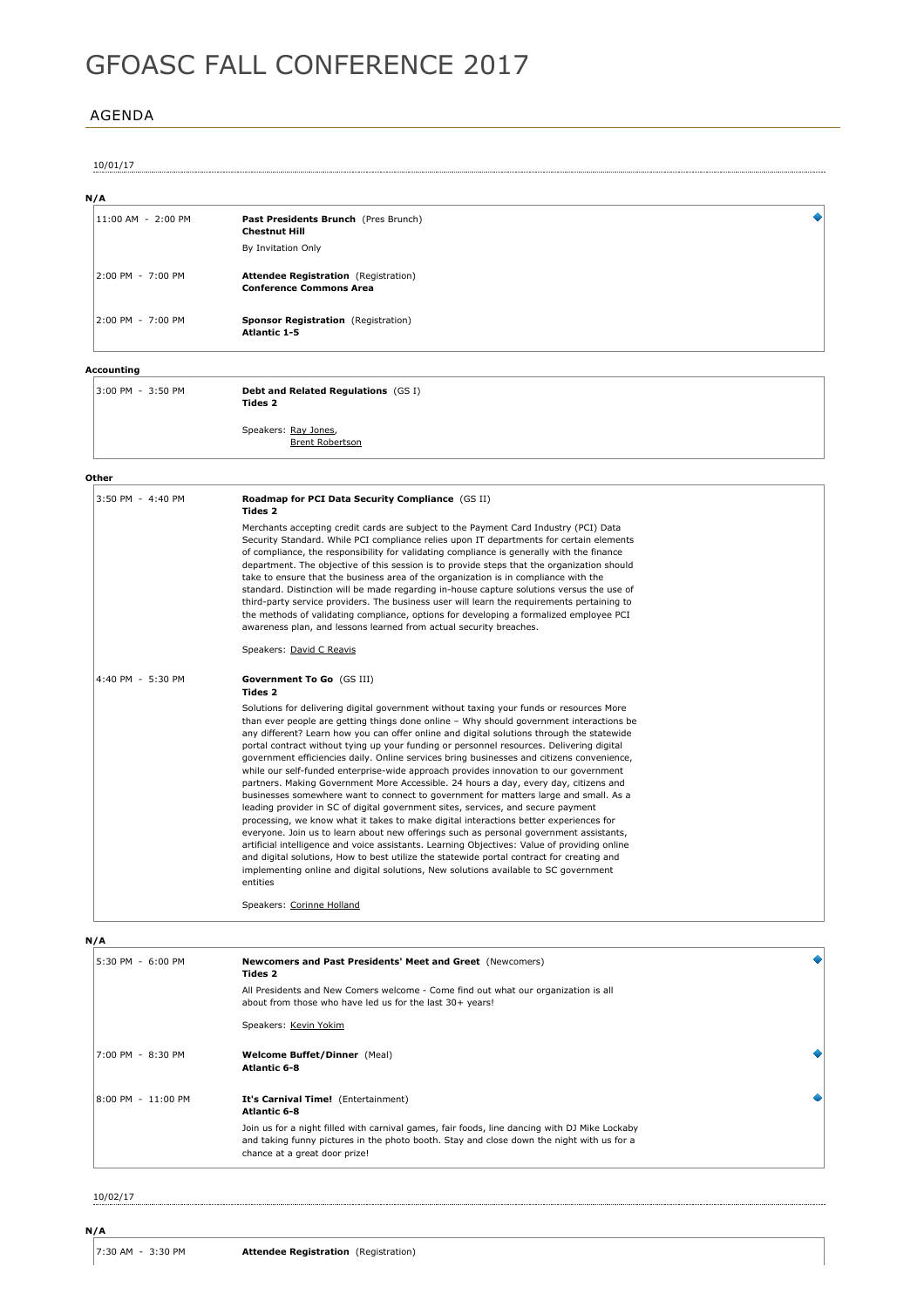# GFOASC FALL CONFERENCE 2017

## AGENDA

10/01/17

### N/A

| | |
|---|---|
| 11:00 AM - 2:00 PM | **Past Presidents Brunch** (Pres Brunch)<br>**Chestnut Hill**<br>By Invitation Only |
| 2:00 PM - 7:00 PM | **Attendee Registration** (Registration)<br>**Conference Commons Area** |
| 2:00 PM - 7:00 PM | **Sponsor Registration** (Registration)<br>**Atlantic 1-5** |

### Accounting

| | |
|---|---|
| 3:00 PM - 3:50 PM | **Debt and Related Regulations** (GS I)<br>**Tides 2**<br>Speakers: Ray Jones, Brent Robertson |

### Other

| | |
|---|---|
| 3:50 PM - 4:40 PM | **Roadmap for PCI Data Security Compliance** (GS II)<br>**Tides 2**<br>Merchants accepting credit cards are subject to the Payment Card Industry (PCI) Data Security Standard. While PCI compliance relies upon IT departments for certain elements of compliance, the responsibility for validating compliance is generally with the finance department. The objective of this session is to provide steps that the organization should take to ensure that the business area of the organization is in compliance with the standard. Distinction will be made regarding in-house capture solutions versus the use of third-party service providers. The business user will learn the requirements pertaining to the methods of validating compliance, options for developing a formalized employee PCI awareness plan, and lessons learned from actual security breaches.<br>Speakers: David C Reavis |
| 4:40 PM - 5:30 PM | **Government To Go** (GS III)<br>**Tides 2**<br>Solutions for delivering digital government without taxing your funds or resources More than ever people are getting things done online – Why should government interactions be any different? Learn how you can offer online and digital solutions through the statewide portal contract without tying up your funding or personnel resources. Delivering digital government efficiencies daily. Online services bring businesses and citizens convenience, while our self-funded enterprise-wide approach provides innovation to our government partners. Making Government More Accessible. 24 hours a day, every day, citizens and businesses somewhere want to connect to government for matters large and small. As a leading provider in SC of digital government sites, services, and secure payment processing, we know what it takes to make digital interactions better experiences for everyone. Join us to learn about new offerings such as personal government assistants, artificial intelligence and voice assistants. Learning Objectives: Value of providing online and digital solutions, How to best utilize the statewide portal contract for creating and implementing online and digital solutions, New solutions available to SC government entities<br>Speakers: Corinne Holland |

### N/A

| | |
|---|---|
| 5:30 PM - 6:00 PM | **Newcomers and Past Presidents' Meet and Greet** (Newcomers)<br>**Tides 2**<br>All Presidents and New Comers welcome - Come find out what our organization is all about from those who have led us for the last 30+ years!<br>Speakers: Kevin Yokim |
| 7:00 PM - 8:30 PM | **Welcome Buffet/Dinner** (Meal)<br>**Atlantic 6-8** |
| 8:00 PM - 11:00 PM | **It's Carnival Time!** (Entertainment)<br>**Atlantic 6-8**<br>Join us for a night filled with carnival games, fair foods, line dancing with DJ Mike Lockaby and taking funny pictures in the photo booth. Stay and close down the night with us for a chance at a great door prize! |

10/02/17

### N/A

| | |
|---|---|
| 7:30 AM - 3:30 PM | **Attendee Registration** (Registration) |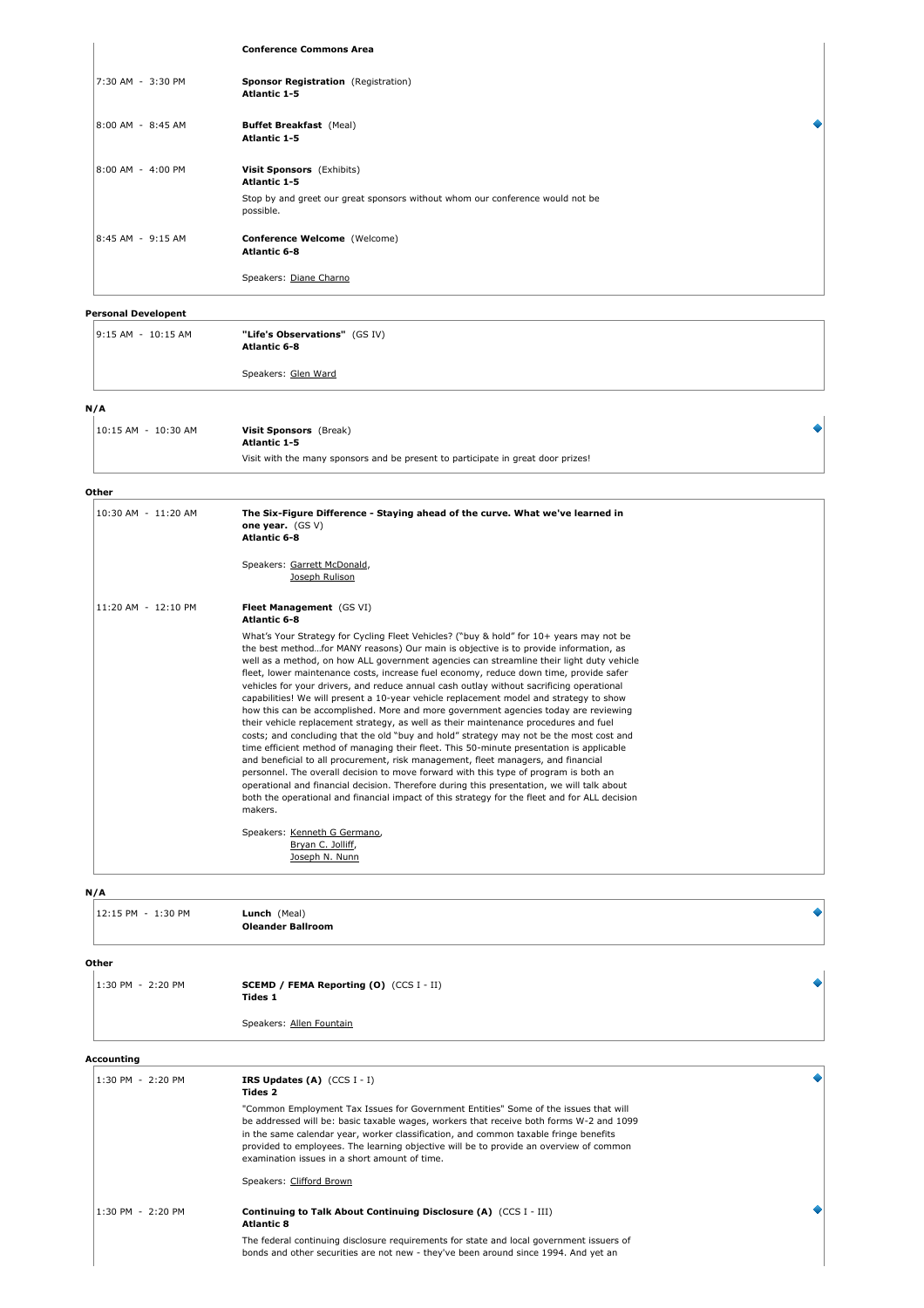**Conference Commons Area**

| | |
|---|---|
| 7:30 AM - 3:30 PM | **Sponsor Registration** (Registration)<br>**Atlantic 1-5** |
| 8:00 AM - 8:45 AM | **Buffet Breakfast** (Meal)<br>**Atlantic 1-5** |
| 8:00 AM - 4:00 PM | **Visit Sponsors** (Exhibits)<br>**Atlantic 1-5**<br>Stop by and greet our great sponsors without whom our conference would not be possible. |
| 8:45 AM - 9:15 AM | **Conference Welcome** (Welcome)<br>**Atlantic 6-8**<br>Speakers: Diane Charno |

### Personal Developent

| | |
|---|---|
| 9:15 AM - 10:15 AM | **"Life's Observations"** (GS IV)<br>**Atlantic 6-8**<br>Speakers: Glen Ward |

### N/A

| | |
|---|---|
| 10:15 AM - 10:30 AM | **Visit Sponsors** (Break)<br>**Atlantic 1-5**<br>Visit with the many sponsors and be present to participate in great door prizes! |

### Other

| | |
|---|---|
| 10:30 AM - 11:20 AM | **The Six-Figure Difference - Staying ahead of the curve. What we've learned in one year.** (GS V)<br>**Atlantic 6-8**<br>Speakers: Garrett McDonald, Joseph Rulison |
| 11:20 AM - 12:10 PM | **Fleet Management** (GS VI)<br>**Atlantic 6-8**<br>What's Your Strategy for Cycling Fleet Vehicles? ("buy & hold" for 10+ years may not be the best method…for MANY reasons) Our main is objective is to provide information, as well as a method, on how ALL government agencies can streamline their light duty vehicle fleet, lower maintenance costs, increase fuel economy, reduce down time, provide safer vehicles for your drivers, and reduce annual cash outlay without sacrificing operational capabilities! We will present a 10-year vehicle replacement model and strategy to show how this can be accomplished. More and more government agencies today are reviewing their vehicle replacement strategy, as well as their maintenance procedures and fuel costs; and concluding that the old "buy and hold" strategy may not be the most cost and time efficient method of managing their fleet. This 50-minute presentation is applicable and beneficial to all procurement, risk management, fleet managers, and financial personnel. The overall decision to move forward with this type of program is both an operational and financial decision. Therefore during this presentation, we will talk about both the operational and financial impact of this strategy for the fleet and for ALL decision makers.<br>Speakers: Kenneth G Germano, Bryan C. Jolliff, Joseph N. Nunn |

### N/A

| | |
|---|---|
| 12:15 PM - 1:30 PM | **Lunch** (Meal)<br>**Oleander Ballroom** |

### Other

| | |
|---|---|
| 1:30 PM - 2:20 PM | **SCEMD / FEMA Reporting (O)** (CCS I - II)<br>**Tides 1**<br>Speakers: Allen Fountain |

### Accounting

| | |
|---|---|
| 1:30 PM - 2:20 PM | **IRS Updates (A)** (CCS I - I)<br>**Tides 2**<br>"Common Employment Tax Issues for Government Entities" Some of the issues that will be addressed will be: basic taxable wages, workers that receive both forms W-2 and 1099 in the same calendar year, worker classification, and common taxable fringe benefits provided to employees. The learning objective will be to provide an overview of common examination issues in a short amount of time.<br>Speakers: Clifford Brown |
| 1:30 PM - 2:20 PM | **Continuing to Talk About Continuing Disclosure (A)** (CCS I - III)<br>**Atlantic 8**<br>The federal continuing disclosure requirements for state and local government issuers of bonds and other securities are not new - they've been around since 1994. And yet an |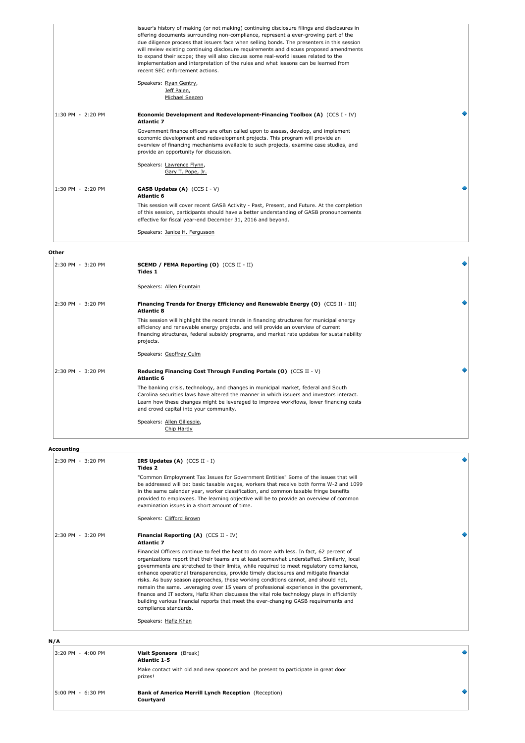| | |
|---|---|
| | issuer's history of making (or not making) continuing disclosure filings and disclosures in offering documents surrounding non-compliance, represent a ever-growing part of the due diligence process that issuers face when selling bonds. The presenters in this session will review existing continuing disclosure requirements and discuss proposed amendments to expand their scope; they will also discuss some real-world issues related to the implementation and interpretation of the rules and what lessons can be learned from recent SEC enforcement actions.<br><br>Speakers: Ryan Gentry, Jeff Palen, Michael Seezen |
| 1:30 PM - 2:20 PM | **Economic Development and Redevelopment-Financing Toolbox (A)** (CCS I - IV)<br>**Atlantic 7**<br><br>Government finance officers are often called upon to assess, develop, and implement economic development and redevelopment projects. This program will provide an overview of financing mechanisms available to such projects, examine case studies, and provide an opportunity for discussion.<br><br>Speakers: Lawrence Flynn, Gary T. Pope, Jr. |
| 1:30 PM - 2:20 PM | **GASB Updates (A)** (CCS I - V)<br>**Atlantic 6**<br><br>This session will cover recent GASB Activity - Past, Present, and Future. At the completion of this session, participants should have a better understanding of GASB pronouncements effective for fiscal year-end December 31, 2016 and beyond.<br><br>Speakers: Janice H. Fergusson |

**Other**

| | |
|---|---|
| 2:30 PM - 3:20 PM | **SCEMD / FEMA Reporting (O)** (CCS II - II)<br>**Tides 1**<br><br>Speakers: Allen Fountain |
| 2:30 PM - 3:20 PM | **Financing Trends for Energy Efficiency and Renewable Energy (O)** (CCS II - III)<br>**Atlantic 8**<br><br>This session will highlight the recent trends in financing structures for municipal energy efficiency and renewable energy projects. and will provide an overview of current financing structures, federal subsidy programs, and market rate updates for sustainability projects.<br><br>Speakers: Geoffrey Culm |
| 2:30 PM - 3:20 PM | **Reducing Financing Cost Through Funding Portals (O)** (CCS II - V)<br>**Atlantic 6**<br><br>The banking crisis, technology, and changes in municipal market, federal and South Carolina securities laws have altered the manner in which issuers and investors interact. Learn how these changes might be leveraged to improve workflows, lower financing costs and crowd capital into your community.<br><br>Speakers: Allen Gillespie, Chip Hardy |

**Accounting**

| | |
|---|---|
| 2:30 PM - 3:20 PM | **IRS Updates (A)** (CCS II - I)<br>**Tides 2**<br><br>"Common Employment Tax Issues for Government Entities" Some of the issues that will be addressed will be: basic taxable wages, workers that receive both forms W-2 and 1099 in the same calendar year, worker classification, and common taxable fringe benefits provided to employees. The learning objective will be to provide an overview of common examination issues in a short amount of time.<br><br>Speakers: Clifford Brown |
| 2:30 PM - 3:20 PM | **Financial Reporting (A)** (CCS II - IV)<br>**Atlantic 7**<br><br>Financial Officers continue to feel the heat to do more with less. In fact, 62 percent of organizations report that their teams are at least somewhat understaffed. Similarly, local governments are stretched to their limits, while required to meet regulatory compliance, enhance operational transparencies, provide timely disclosures and mitigate financial risks. As busy season approaches, these working conditions cannot, and should not, remain the same. Leveraging over 15 years of professional experience in the government, finance and IT sectors, Hafiz Khan discusses the vital role technology plays in efficiently building various financial reports that meet the ever-changing GASB requirements and compliance standards.<br><br>Speakers: Hafiz Khan |

**N/A**

| | |
|---|---|
| 3:20 PM - 4:00 PM | **Visit Sponsors** (Break)<br>**Atlantic 1-5**<br><br>Make contact with old and new sponsors and be present to participate in great door prizes! |
| 5:00 PM - 6:30 PM | **Bank of America Merrill Lynch Reception** (Reception)<br>**Courtyard** |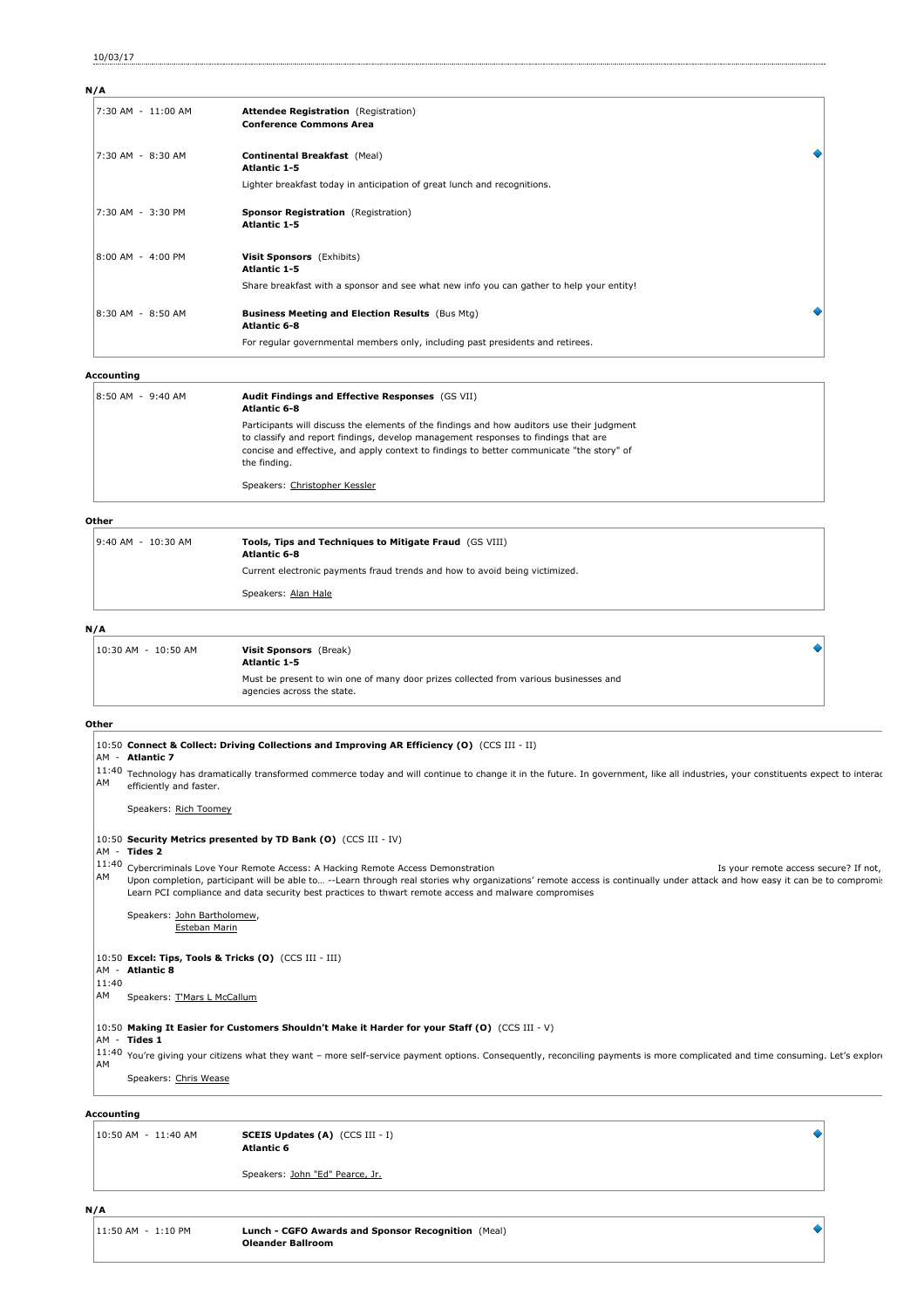10/03/17

**N/A**

| | |
|---|---|
| 7:30 AM - 11:00 AM | **Attendee Registration** (Registration)<br>**Conference Commons Area** |
| 7:30 AM - 8:30 AM | **Continental Breakfast** (Meal)<br>**Atlantic 1-5**<br>Lighter breakfast today in anticipation of great lunch and recognitions. |
| 7:30 AM - 3:30 PM | **Sponsor Registration** (Registration)<br>**Atlantic 1-5** |
| 8:00 AM - 4:00 PM | **Visit Sponsors** (Exhibits)<br>**Atlantic 1-5**<br>Share breakfast with a sponsor and see what new info you can gather to help your entity! |
| 8:30 AM - 8:50 AM | **Business Meeting and Election Results** (Bus Mtg)<br>**Atlantic 6-8**<br>For regular governmental members only, including past presidents and retirees. |

**Accounting**

| | |
|---|---|
| 8:50 AM - 9:40 AM | **Audit Findings and Effective Responses** (GS VII)<br>**Atlantic 6-8**<br>Participants will discuss the elements of the findings and how auditors use their judgment to classify and report findings, develop management responses to findings that are concise and effective, and apply context to findings to better communicate "the story" of the finding.<br>Speakers: Christopher Kessler |

**Other**

| | |
|---|---|
| 9:40 AM - 10:30 AM | **Tools, Tips and Techniques to Mitigate Fraud** (GS VIII)<br>**Atlantic 6-8**<br>Current electronic payments fraud trends and how to avoid being victimized.<br>Speakers: Alan Hale |

**N/A**

| | |
|---|---|
| 10:30 AM - 10:50 AM | **Visit Sponsors** (Break)<br>**Atlantic 1-5**<br>Must be present to win one of many door prizes collected from various businesses and agencies across the state. |

**Other**

| | |
|---|---|
| 10:50 AM - 11:40 AM | **Connect & Collect: Driving Collections and Improving AR Efficiency (O)** (CCS III - II)<br>**Atlantic 7**<br>Technology has dramatically transformed commerce today and will continue to change it in the future. In government, like all industries, your constituents expect to interac efficiently and faster.<br>Speakers: Rich Toomey |
| 10:50 AM - 11:40 AM | **Security Metrics presented by TD Bank (O)** (CCS III - IV)<br>**Tides 2**<br>Cybercriminals Love Your Remote Access: A Hacking Remote Access Demonstration Is your remote access secure? If not,<br>Upon completion, participant will be able to… --Learn through real stories why organizations' remote access is continually under attack and how easy it can be to compromi<br>Learn PCI compliance and data security best practices to thwart remote access and malware compromises<br>Speakers: John Bartholomew, Esteban Marin |
| 10:50 AM - 11:40 AM | **Excel: Tips, Tools & Tricks (O)** (CCS III - III)<br>**Atlantic 8**<br>Speakers: T'Mars L McCallum |
| 10:50 AM - 11:40 AM | **Making It Easier for Customers Shouldn't Make it Harder for your Staff (O)** (CCS III - V)<br>**Tides 1**<br>You're giving your citizens what they want – more self-service payment options. Consequently, reconciling payments is more complicated and time consuming. Let's explore<br>Speakers: Chris Wease |

**Accounting**

| | |
|---|---|
| 10:50 AM - 11:40 AM | **SCEIS Updates (A)** (CCS III - I)<br>**Atlantic 6**<br>Speakers: John "Ed" Pearce, Jr. |

**N/A**

| | |
|---|---|
| 11:50 AM - 1:10 PM | **Lunch - CGFO Awards and Sponsor Recognition** (Meal)<br>**Oleander Ballroom** |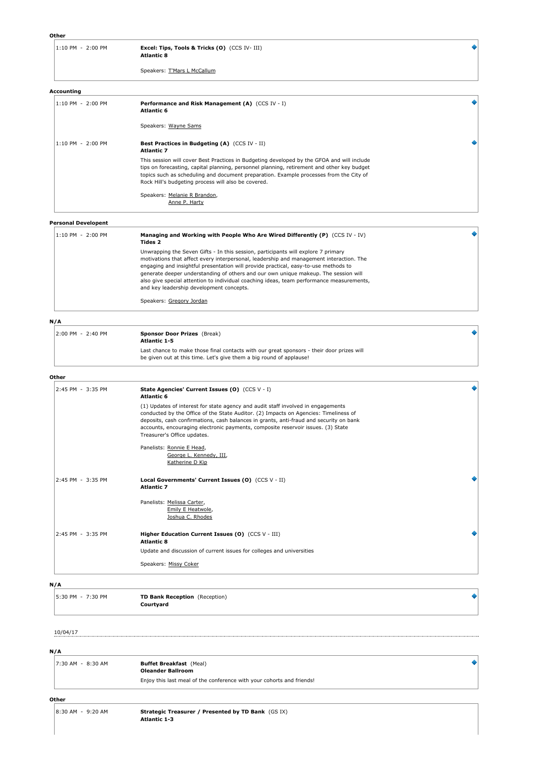**Other**

1:10 PM - 2:00 PM

**Excel: Tips, Tools & Tricks (O)** (CCS IV- III)
**Atlantic 8**

Speakers: T'Mars L McCallum

**Accounting**

1:10 PM - 2:00 PM

**Performance and Risk Management (A)** (CCS IV - I)
**Atlantic 6**

Speakers: Wayne Sams

1:10 PM - 2:00 PM

**Best Practices in Budgeting (A)** (CCS IV - II)
**Atlantic 7**

This session will cover Best Practices in Budgeting developed by the GFOA and will include tips on forecasting, capital planning, personnel planning, retirement and other key budget topics such as scheduling and document preparation. Example processes from the City of Rock Hill's budgeting process will also be covered.

Speakers: Melanie R Brandon,
Anne P. Harty

**Personal Developent**

1:10 PM - 2:00 PM

**Managing and Working with People Who Are Wired Differently (P)** (CCS IV - IV)
**Tides 2**

Unwrapping the Seven Gifts - In this session, participants will explore 7 primary motivations that affect every interpersonal, leadership and management interaction. The engaging and insightful presentation will provide practical, easy-to-use methods to generate deeper understanding of others and our own unique makeup. The session will also give special attention to individual coaching ideas, team performance measurements, and key leadership development concepts.

Speakers: Gregory Jordan

**N/A**

2:00 PM - 2:40 PM

**Sponsor Door Prizes** (Break)
**Atlantic 1-5**

Last chance to make those final contacts with our great sponsors - their door prizes will be given out at this time. Let's give them a big round of applause!

**Other**

2:45 PM - 3:35 PM

**State Agencies' Current Issues (O)** (CCS V - I)
**Atlantic 6**

(1) Updates of interest for state agency and audit staff involved in engagements conducted by the Office of the State Auditor. (2) Impacts on Agencies: Timeliness of deposits, cash confirmations, cash balances in grants, anti-fraud and security on bank accounts, encouraging electronic payments, composite reservoir issues. (3) State Treasurer's Office updates.

Panelists: Ronnie E Head,
George L. Kennedy, III,
Katherine D Kip

2:45 PM - 3:35 PM

**Local Governments' Current Issues (O)** (CCS V - II)
**Atlantic 7**

Panelists: Melissa Carter,
Emily E Heatwole,
Joshua C. Rhodes

2:45 PM - 3:35 PM

**Higher Education Current Issues (O)** (CCS V - III)
**Atlantic 8**

Update and discussion of current issues for colleges and universities

Speakers: Missy Coker

**N/A**

5:30 PM - 7:30 PM

**TD Bank Reception** (Reception)
**Courtyard**

10/04/17

**N/A**

7:30 AM - 8:30 AM

**Buffet Breakfast** (Meal)
**Oleander Ballroom**

Enjoy this last meal of the conference with your cohorts and friends!

**Other**

8:30 AM - 9:20 AM

**Strategic Treasurer / Presented by TD Bank** (GS IX)
**Atlantic 1-3**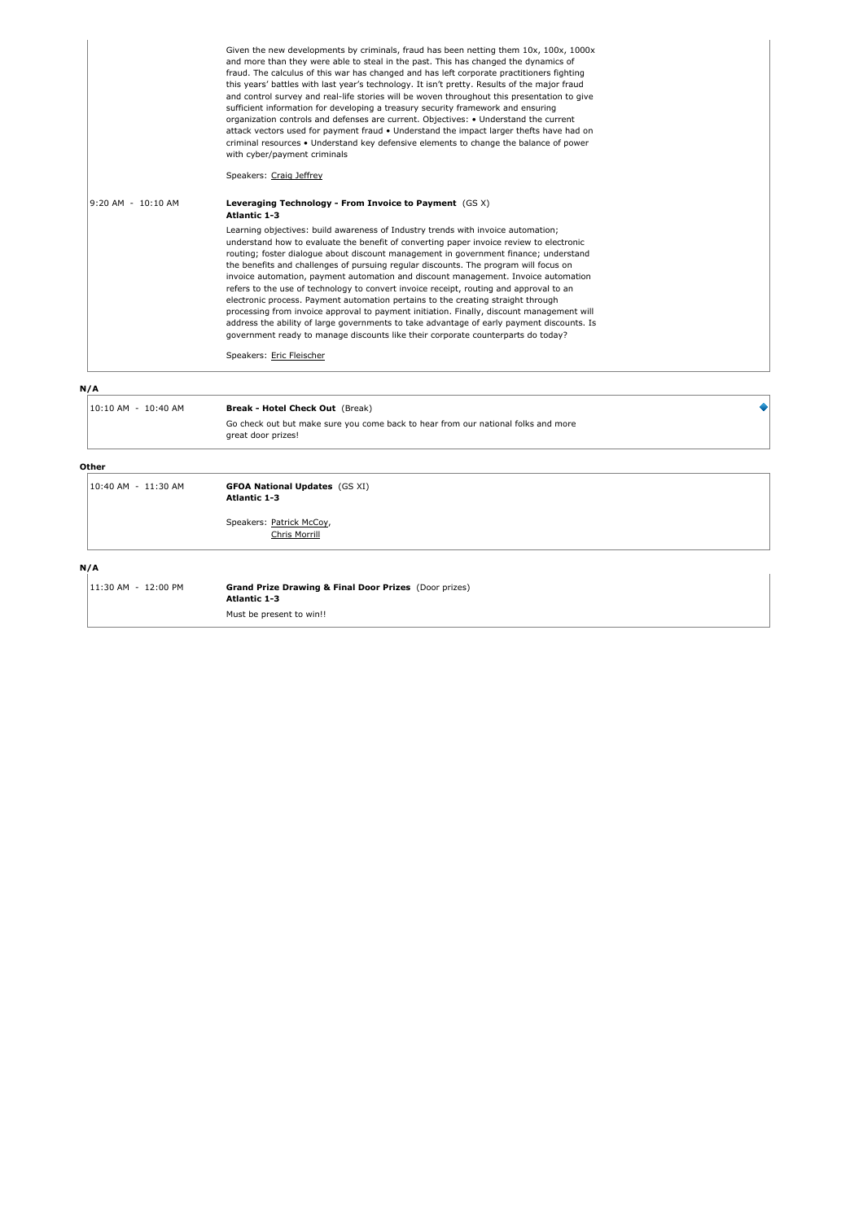| | |
|---|---|
| | Given the new developments by criminals, fraud has been netting them 10x, 100x, 1000x and more than they were able to steal in the past. This has changed the dynamics of fraud. The calculus of this war has changed and has left corporate practitioners fighting this years' battles with last year's technology. It isn't pretty. Results of the major fraud and control survey and real-life stories will be woven throughout this presentation to give sufficient information for developing a treasury security framework and ensuring organization controls and defenses are current. Objectives: • Understand the current attack vectors used for payment fraud • Understand the impact larger thefts have had on criminal resources • Understand key defensive elements to change the balance of power with cyber/payment criminals<br><br>Speakers: Craig Jeffrey |
| 9:20 AM - 10:10 AM | **Leveraging Technology - From Invoice to Payment** (GS X)<br>**Atlantic 1-3**<br><br>Learning objectives: build awareness of Industry trends with invoice automation; understand how to evaluate the benefit of converting paper invoice review to electronic routing; foster dialogue about discount management in government finance; understand the benefits and challenges of pursuing regular discounts. The program will focus on invoice automation, payment automation and discount management. Invoice automation refers to the use of technology to convert invoice receipt, routing and approval to an electronic process. Payment automation pertains to the creating straight through processing from invoice approval to payment initiation. Finally, discount management will address the ability of large governments to take advantage of early payment discounts. Is government ready to manage discounts like their corporate counterparts do today?<br><br>Speakers: Eric Fleischer |

**N/A**

| | |
|---|---|
| 10:10 AM - 10:40 AM | **Break - Hotel Check Out** (Break)<br><br>Go check out but make sure you come back to hear from our national folks and more great door prizes! |

**Other**

| | |
|---|---|
| 10:40 AM - 11:30 AM | **GFOA National Updates** (GS XI)<br>**Atlantic 1-3**<br><br>Speakers: Patrick McCoy,<br>Chris Morrill |

**N/A**

| | |
|---|---|
| 11:30 AM - 12:00 PM | **Grand Prize Drawing & Final Door Prizes** (Door prizes)<br>**Atlantic 1-3**<br><br>Must be present to win!! |